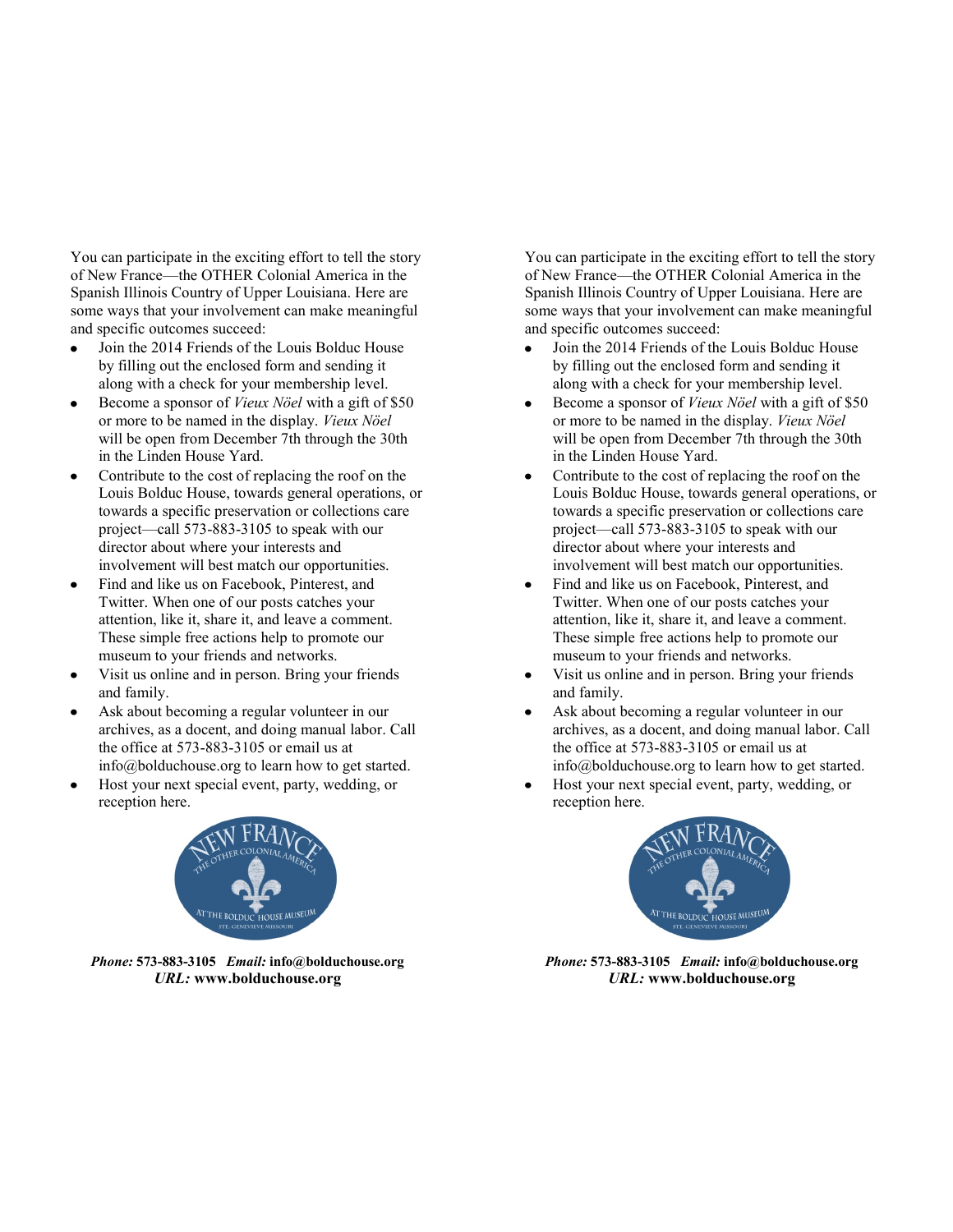You can participate in the exciting effort to tell the story of New France—the OTHER Colonial America in the Spanish Illinois Country of Upper Louisiana. Here are some ways that your involvement can make meaningful and specific outcomes succeed:

- Join the 2014 Friends of the Louis Bolduc House by filling out the enclosed form and sending it along with a check for your membership level.
- Become a sponsor of *Vieux Nöel* with a gift of $50 or more to be named in the display. *Vieux Nöel* will be open from December 7th through the 30th in the Linden House Yard.
- Contribute to the cost of replacing the roof on the Louis Bolduc House, towards general operations, or towards a specific preservation or collections care project—call 573-883-3105 to speak with our director about where your interests and involvement will best match our opportunities.
- Find and like us on Facebook, Pinterest, and Twitter. When one of our posts catches your attention, like it, share it, and leave a comment. These simple free actions help to promote our museum to your friends and networks.
- Visit us online and in person. Bring your friends and family.
- Ask about becoming a regular volunteer in our archives, as a docent, and doing manual labor. Call the office at 573-883-3105 or email us at info@bolduchouse.org to learn how to get started.
- Host your next special event, party, wedding, or reception here.

*Phone:* **573-883-3105** *Email:* **info@bolduchouse.org**
*URL:* **www.bolduchouse.org**

You can participate in the exciting effort to tell the story of New France—the OTHER Colonial America in the Spanish Illinois Country of Upper Louisiana. Here are some ways that your involvement can make meaningful and specific outcomes succeed:

- Join the 2014 Friends of the Louis Bolduc House by filling out the enclosed form and sending it along with a check for your membership level.
- Become a sponsor of *Vieux Nöel* with a gift of $50 or more to be named in the display. *Vieux Nöel* will be open from December 7th through the 30th in the Linden House Yard.
- Contribute to the cost of replacing the roof on the Louis Bolduc House, towards general operations, or towards a specific preservation or collections care project—call 573-883-3105 to speak with our director about where your interests and involvement will best match our opportunities.
- Find and like us on Facebook, Pinterest, and Twitter. When one of our posts catches your attention, like it, share it, and leave a comment. These simple free actions help to promote our museum to your friends and networks.
- Visit us online and in person. Bring your friends and family.
- Ask about becoming a regular volunteer in our archives, as a docent, and doing manual labor. Call the office at 573-883-3105 or email us at info@bolduchouse.org to learn how to get started.
- Host your next special event, party, wedding, or reception here.

*Phone:* **573-883-3105** *Email:* **info@bolduchouse.org**
*URL:* **www.bolduchouse.org**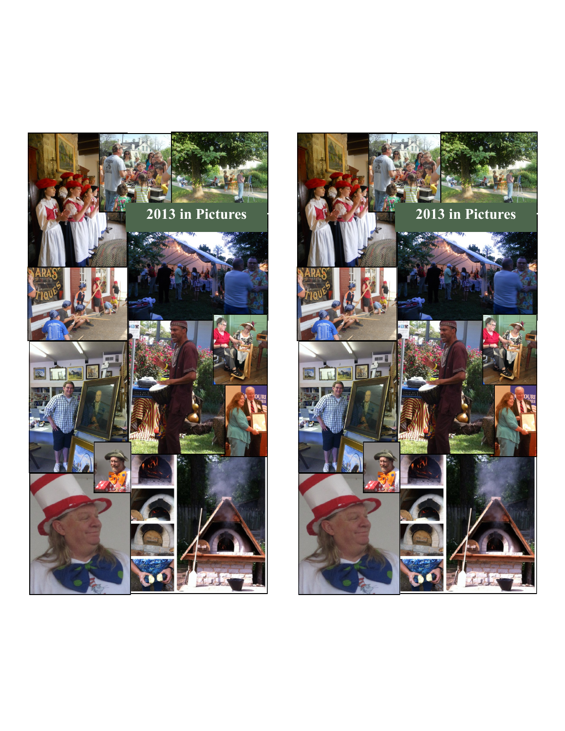# 2013 in Pictures

# 2013 in Pictures